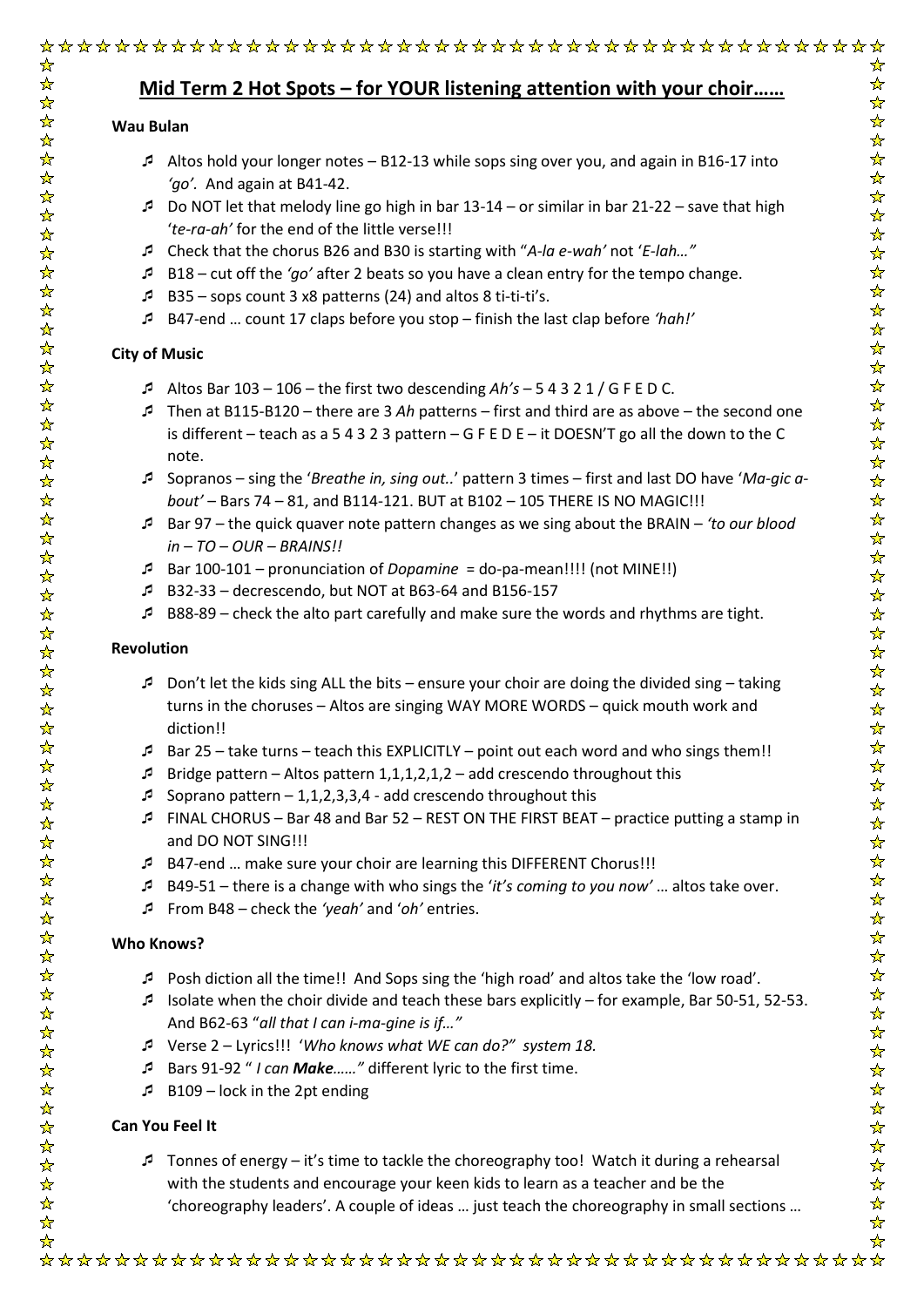## Mid Term 2 Hot Spots – for YOUR listening attention with your choir……

**Wau Bulan**

- Altos hold your longer notes – B12-13 while sops sing over you, and again in B16-17 into *'go'*. And again at B41-42.
- Do NOT let that melody line go high in bar 13-14 – or similar in bar 21-22 – save that high '*te-ra-ah'* for the end of the little verse!!!
- Check that the chorus B26 and B30 is starting with "*A-la e-wah'* not '*E-lah…"*
- B18 – cut off the *'go'* after 2 beats so you have a clean entry for the tempo change.
- B35 – sops count 3 x8 patterns (24) and altos 8 ti-ti-ti's.
- B47-end … count 17 claps before you stop – finish the last clap before *'hah!'*

**City of Music**

- Altos Bar 103 – 106 – the first two descending *Ah's* – 5 4 3 2 1 / G F E D C.
- Then at B115-B120 – there are 3 *Ah* patterns – first and third are as above – the second one is different – teach as a 5 4 3 2 3 pattern – G F E D E – it DOESN'T go all the down to the C note.
- Sopranos – sing the '*Breathe in, sing out..*' pattern 3 times – first and last DO have '*Ma-gic a-bout'* – Bars 74 – 81, and B114-121. BUT at B102 – 105 THERE IS NO MAGIC!!!
- Bar 97 – the quick quaver note pattern changes as we sing about the BRAIN – *'to our blood in – TO – OUR – BRAINS!!*
- Bar 100-101 – pronunciation of *Dopamine* = do-pa-mean!!!! (not MINE!!)
- B32-33 – decrescendo, but NOT at B63-64 and B156-157
- B88-89 – check the alto part carefully and make sure the words and rhythms are tight.

**Revolution**

- Don't let the kids sing ALL the bits – ensure your choir are doing the divided sing – taking turns in the choruses – Altos are singing WAY MORE WORDS – quick mouth work and diction!!
- Bar 25 – take turns – teach this EXPLICITLY – point out each word and who sings them!!
- Bridge pattern – Altos pattern 1,1,1,2,1,2 – add crescendo throughout this
- Soprano pattern – 1,1,2,3,3,4 - add crescendo throughout this
- FINAL CHORUS – Bar 48 and Bar 52 – REST ON THE FIRST BEAT – practice putting a stamp in and DO NOT SING!!!
- B47-end … make sure your choir are learning this DIFFERENT Chorus!!!
- B49-51 – there is a change with who sings the '*it's coming to you now'* … altos take over.
- From B48 – check the *'yeah'* and '*oh'* entries.

**Who Knows?**

- Posh diction all the time!! And Sops sing the 'high road' and altos take the 'low road'.
- Isolate when the choir divide and teach these bars explicitly – for example, Bar 50-51, 52-53. And B62-63 "*all that I can i-ma-gine is if…"*
- Verse 2 – Lyrics!!! '*Who knows what WE can do?" system 18.*
- Bars 91-92 " *I can **Make**……"* different lyric to the first time.
- B109 – lock in the 2pt ending

**Can You Feel It**

- Tonnes of energy – it's time to tackle the choreography too! Watch it during a rehearsal with the students and encourage your keen kids to learn as a teacher and be the 'choreography leaders'. A couple of ideas … just teach the choreography in small sections …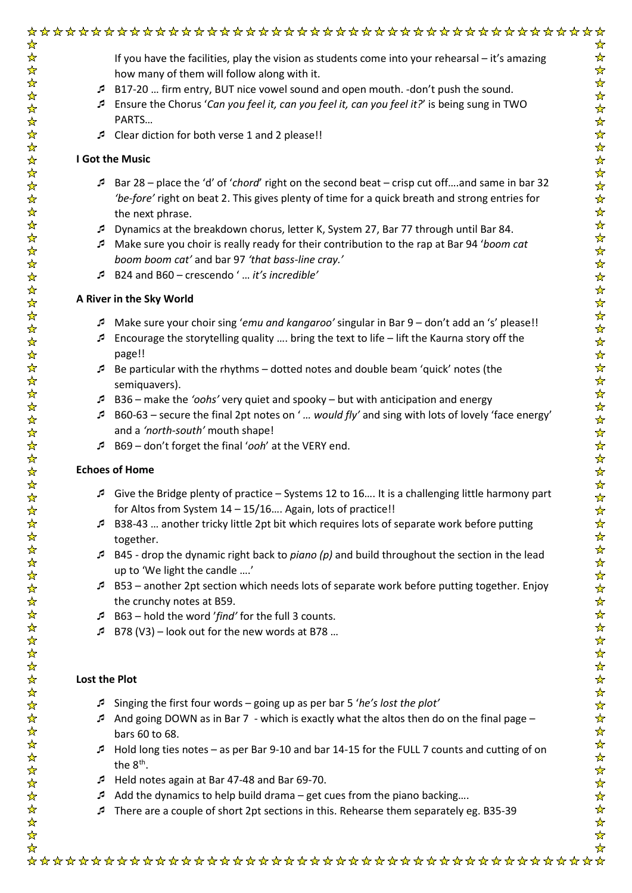If you have the facilities, play the vision as students come into your rehearsal – it's amazing how many of them will follow along with it.

- B17-20 … firm entry, BUT nice vowel sound and open mouth. -don't push the sound.
- Ensure the Chorus '*Can you feel it, can you feel it, can you feel it?*' is being sung in TWO PARTS…
- Clear diction for both verse 1 and 2 please!!

**I Got the Music**

- Bar 28 – place the 'd' of '*chord*' right on the second beat – crisp cut off….and same in bar 32 *'be-fore'* right on beat 2. This gives plenty of time for a quick breath and strong entries for the next phrase.
- Dynamics at the breakdown chorus, letter K, System 27, Bar 77 through until Bar 84.
- Make sure you choir is really ready for their contribution to the rap at Bar 94 '*boom cat boom boom cat'* and bar 97 *'that bass-line cray.'*
- B24 and B60 – crescendo ' *… it's incredible'*

**A River in the Sky World**

- Make sure your choir sing '*emu and kangaroo'* singular in Bar 9 – don't add an 's' please!!
- Encourage the storytelling quality …. bring the text to life – lift the Kaurna story off the page!!
- Be particular with the rhythms – dotted notes and double beam 'quick' notes (the semiquavers).
- B36 – make the *'oohs'* very quiet and spooky – but with anticipation and energy
- B60-63 – secure the final 2pt notes on ' *… would fly'* and sing with lots of lovely 'face energy' and a *'north-south'* mouth shape!
- B69 – don't forget the final '*ooh*' at the VERY end.

**Echoes of Home**

- Give the Bridge plenty of practice – Systems 12 to 16…. It is a challenging little harmony part for Altos from System 14 – 15/16…. Again, lots of practice!!
- B38-43 … another tricky little 2pt bit which requires lots of separate work before putting together.
- B45 - drop the dynamic right back to *piano (p)* and build throughout the section in the lead up to 'We light the candle ….'
- B53 – another 2pt section which needs lots of separate work before putting together. Enjoy the crunchy notes at B59.
- B63 – hold the word '*find'* for the full 3 counts.
- B78 (V3) – look out for the new words at B78 …

**Lost the Plot**

- Singing the first four words – going up as per bar 5 '*he's lost the plot'*
- And going DOWN as in Bar 7 - which is exactly what the altos then do on the final page – bars 60 to 68.
- Hold long ties notes – as per Bar 9-10 and bar 14-15 for the FULL 7 counts and cutting of on the 8th.
- Held notes again at Bar 47-48 and Bar 69-70.
- Add the dynamics to help build drama – get cues from the piano backing….
- There are a couple of short 2pt sections in this. Rehearse them separately eg. B35-39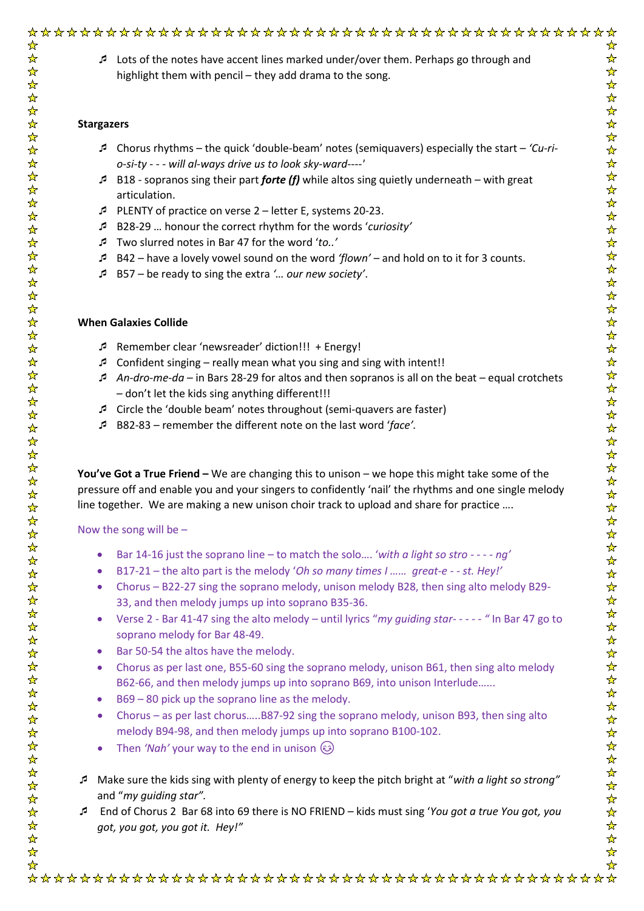- Lots of the notes have accent lines marked under/over them. Perhaps go through and highlight them with pencil – they add drama to the song.

**Stargazers**

- Chorus rhythms – the quick 'double-beam' notes (semiquavers) especially the start – *'Cu-ri-o-si-ty - - - will al-ways drive us to look sky-ward----'*
- B18 - sopranos sing their part ***forte (f)*** while altos sing quietly underneath – with great articulation.
- PLENTY of practice on verse 2 – letter E, systems 20-23.
- B28-29 … honour the correct rhythm for the words '*curiosity*'
- Two slurred notes in Bar 47 for the word '*to..'*
- B42 – have a lovely vowel sound on the word *'flown'* – and hold on to it for 3 counts.
- B57 – be ready to sing the extra *'… our new society'*.

**When Galaxies Collide**

- Remember clear 'newsreader' diction!!! + Energy!
- Confident singing – really mean what you sing and sing with intent!!
- *An-dro-me-da* – in Bars 28-29 for altos and then sopranos is all on the beat – equal crotchets – don't let the kids sing anything different!!!
- Circle the 'double beam' notes throughout (semi-quavers are faster)
- B82-83 – remember the different note on the last word '*face'*.

**You've Got a True Friend –** We are changing this to unison – we hope this might take some of the pressure off and enable you and your singers to confidently 'nail' the rhythms and one single melody line together. We are making a new unison choir track to upload and share for practice ….

Now the song will be –

- Bar 14-16 just the soprano line – to match the solo…. '*with a light so stro - - - - ng'*
- B17-21 – the alto part is the melody '*Oh so many times I …… great-e - - st. Hey!'*
- Chorus – B22-27 sing the soprano melody, unison melody B28, then sing alto melody B29-33, and then melody jumps up into soprano B35-36.
- Verse 2 - Bar 41-47 sing the alto melody – until lyrics "*my guiding star- - - - - "* In Bar 47 go to soprano melody for Bar 48-49.
- Bar 50-54 the altos have the melody.
- Chorus as per last one, B55-60 sing the soprano melody, unison B61, then sing alto melody B62-66, and then melody jumps up into soprano B69, into unison Interlude……
- B69 – 80 pick up the soprano line as the melody.
- Chorus – as per last chorus…..B87-92 sing the soprano melody, unison B93, then sing alto melody B94-98, and then melody jumps up into soprano B100-102.
- Then *'Nah'* your way to the end in unison 😉

- Make sure the kids sing with plenty of energy to keep the pitch bright at "*with a light so strong"* and "*my guiding star"*.
- End of Chorus 2 Bar 68 into 69 there is NO FRIEND – kids must sing '*You got a true You got, you got, you got, you got it. Hey!"*